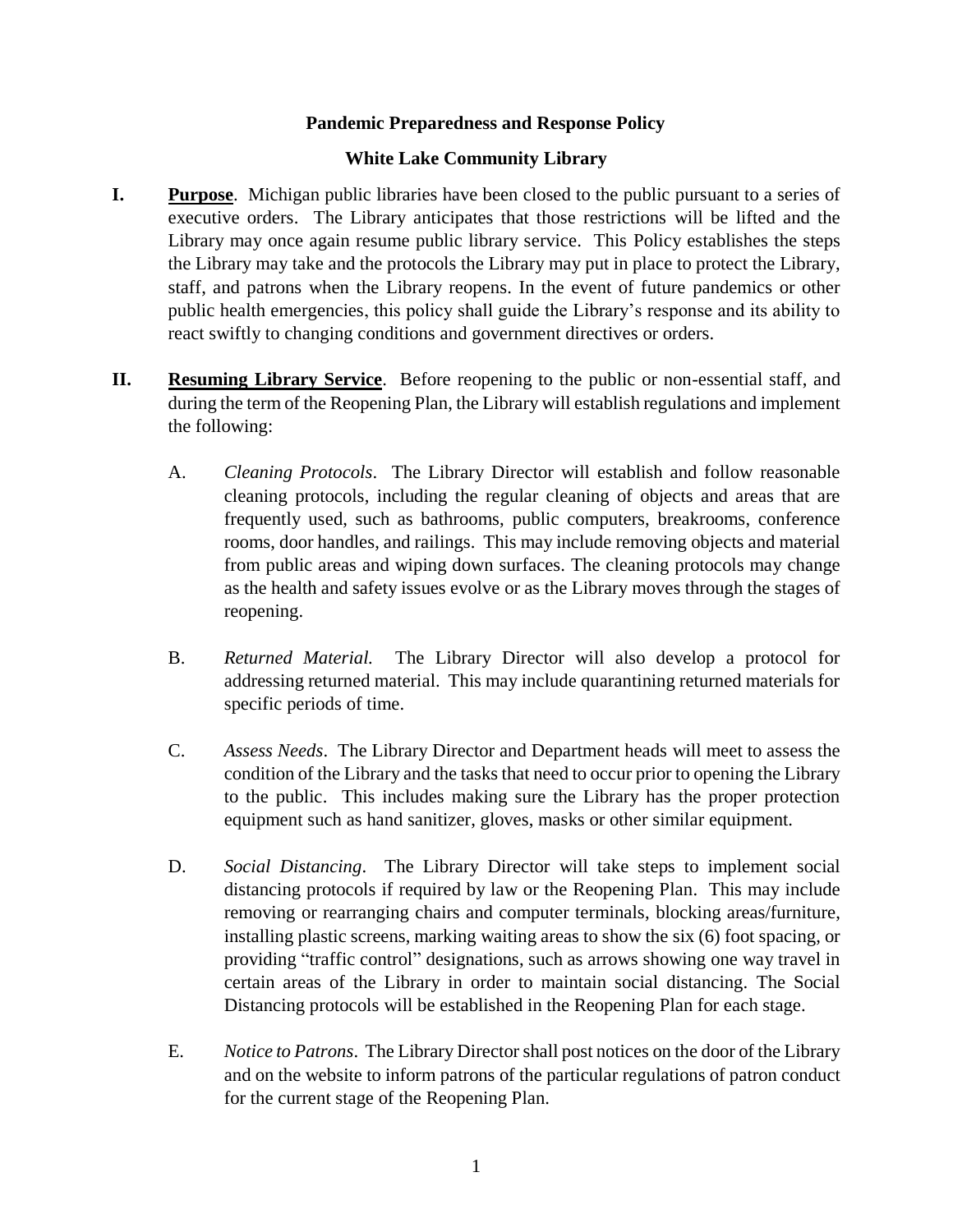**Pandemic Preparedness and Response Policy**

**White Lake Community Library**

**I. Purpose**. Michigan public libraries have been closed to the public pursuant to a series of executive orders. The Library anticipates that those restrictions will be lifted and the Library may once again resume public library service. This Policy establishes the steps the Library may take and the protocols the Library may put in place to protect the Library, staff, and patrons when the Library reopens. In the event of future pandemics or other public health emergencies, this policy shall guide the Library's response and its ability to react swiftly to changing conditions and government directives or orders.

**II. Resuming Library Service**. Before reopening to the public or non-essential staff, and during the term of the Reopening Plan, the Library will establish regulations and implement the following:

A. *Cleaning Protocols*. The Library Director will establish and follow reasonable cleaning protocols, including the regular cleaning of objects and areas that are frequently used, such as bathrooms, public computers, breakrooms, conference rooms, door handles, and railings. This may include removing objects and material from public areas and wiping down surfaces. The cleaning protocols may change as the health and safety issues evolve or as the Library moves through the stages of reopening.

B. *Returned Material.* The Library Director will also develop a protocol for addressing returned material. This may include quarantining returned materials for specific periods of time.

C. *Assess Needs*. The Library Director and Department heads will meet to assess the condition of the Library and the tasks that need to occur prior to opening the Library to the public. This includes making sure the Library has the proper protection equipment such as hand sanitizer, gloves, masks or other similar equipment.

D. *Social Distancing*. The Library Director will take steps to implement social distancing protocols if required by law or the Reopening Plan. This may include removing or rearranging chairs and computer terminals, blocking areas/furniture, installing plastic screens, marking waiting areas to show the six (6) foot spacing, or providing "traffic control" designations, such as arrows showing one way travel in certain areas of the Library in order to maintain social distancing. The Social Distancing protocols will be established in the Reopening Plan for each stage.

E. *Notice to Patrons*. The Library Director shall post notices on the door of the Library and on the website to inform patrons of the particular regulations of patron conduct for the current stage of the Reopening Plan.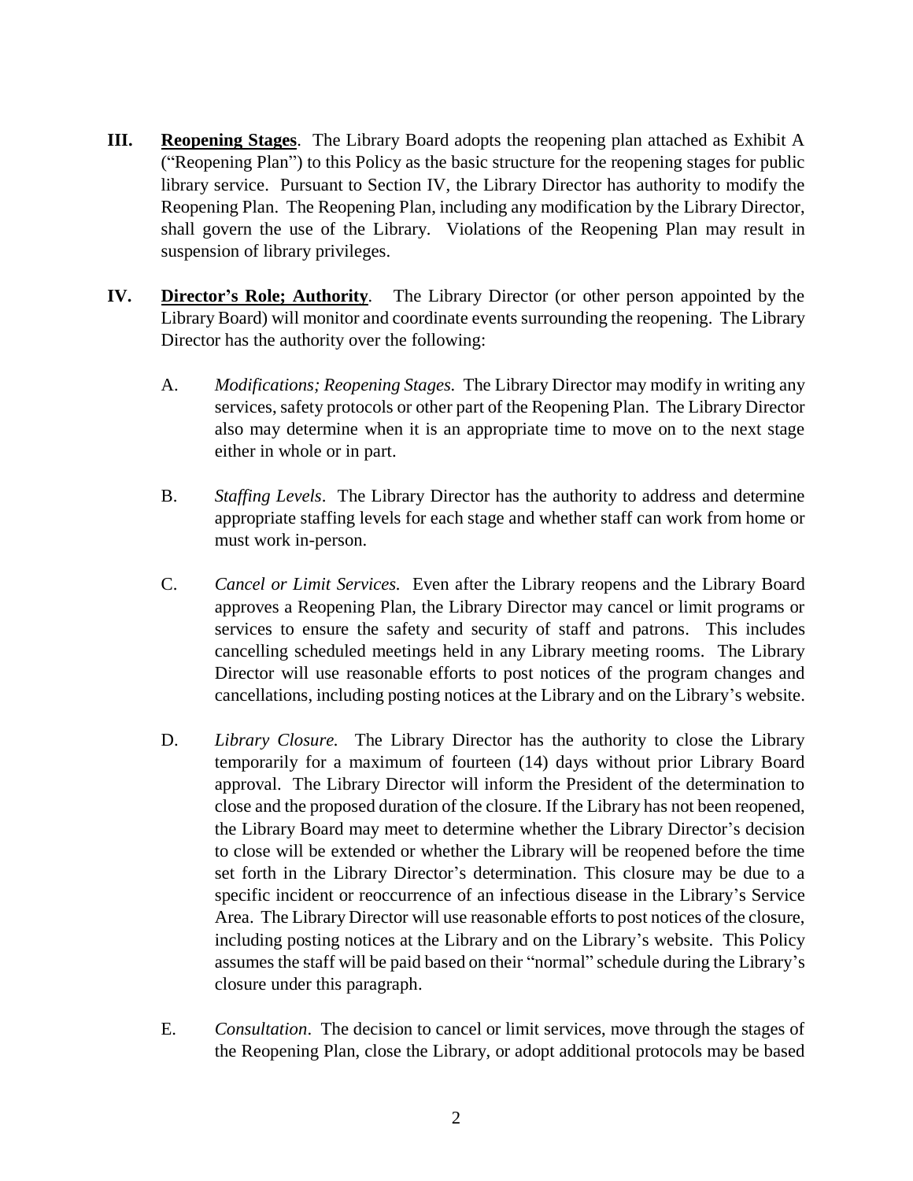**III.** **Reopening Stages**. The Library Board adopts the reopening plan attached as Exhibit A ("Reopening Plan") to this Policy as the basic structure for the reopening stages for public library service. Pursuant to Section IV, the Library Director has authority to modify the Reopening Plan. The Reopening Plan, including any modification by the Library Director, shall govern the use of the Library. Violations of the Reopening Plan may result in suspension of library privileges.

**IV.** **Director's Role; Authority**. The Library Director (or other person appointed by the Library Board) will monitor and coordinate events surrounding the reopening. The Library Director has the authority over the following:

A. *Modifications; Reopening Stages.* The Library Director may modify in writing any services, safety protocols or other part of the Reopening Plan. The Library Director also may determine when it is an appropriate time to move on to the next stage either in whole or in part.

B. *Staffing Levels*. The Library Director has the authority to address and determine appropriate staffing levels for each stage and whether staff can work from home or must work in-person.

C. *Cancel or Limit Services.* Even after the Library reopens and the Library Board approves a Reopening Plan, the Library Director may cancel or limit programs or services to ensure the safety and security of staff and patrons. This includes cancelling scheduled meetings held in any Library meeting rooms. The Library Director will use reasonable efforts to post notices of the program changes and cancellations, including posting notices at the Library and on the Library's website.

D. *Library Closure.* The Library Director has the authority to close the Library temporarily for a maximum of fourteen (14) days without prior Library Board approval. The Library Director will inform the President of the determination to close and the proposed duration of the closure. If the Library has not been reopened, the Library Board may meet to determine whether the Library Director's decision to close will be extended or whether the Library will be reopened before the time set forth in the Library Director's determination. This closure may be due to a specific incident or reoccurrence of an infectious disease in the Library's Service Area. The Library Director will use reasonable efforts to post notices of the closure, including posting notices at the Library and on the Library's website. This Policy assumes the staff will be paid based on their "normal" schedule during the Library's closure under this paragraph.

E. *Consultation*. The decision to cancel or limit services, move through the stages of the Reopening Plan, close the Library, or adopt additional protocols may be based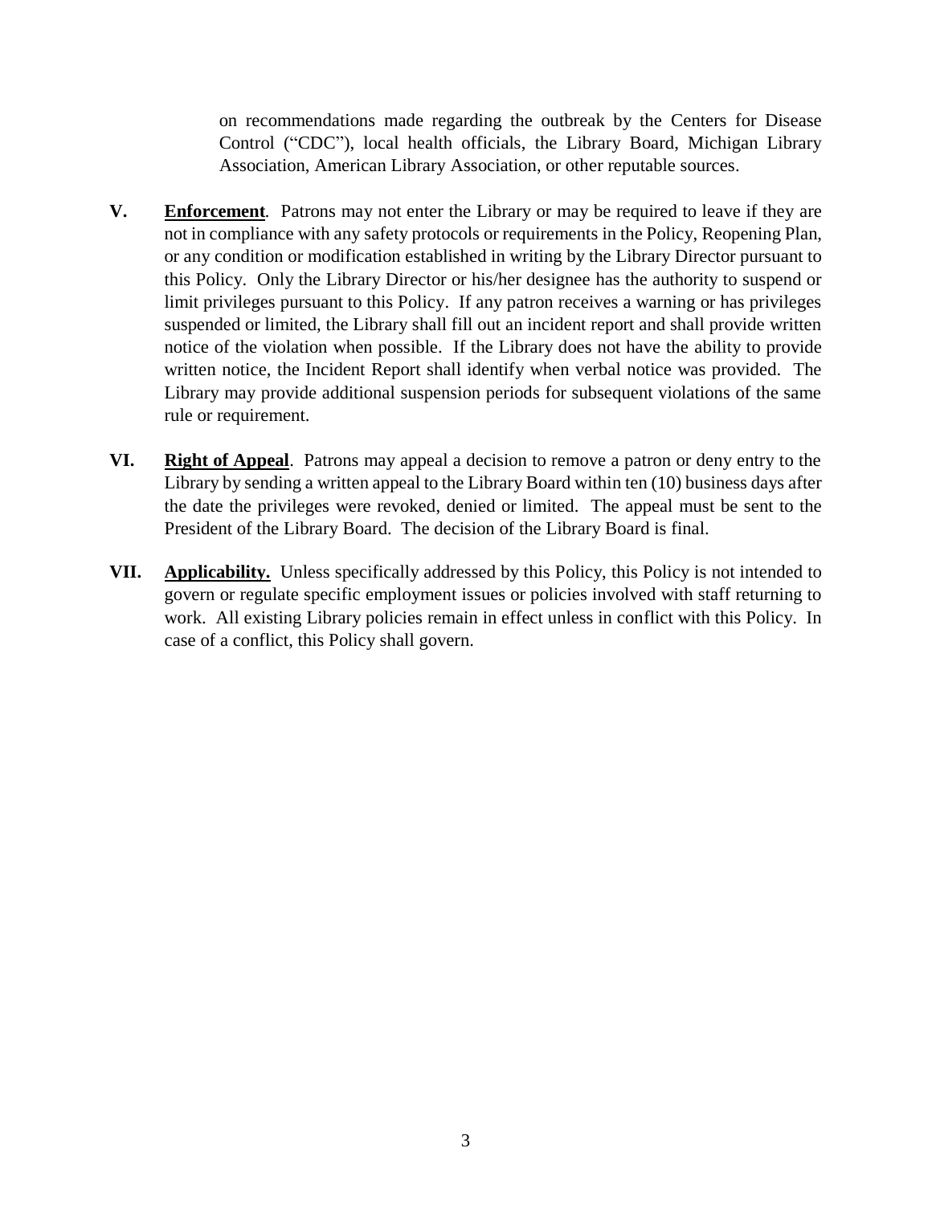on recommendations made regarding the outbreak by the Centers for Disease Control ("CDC"), local health officials, the Library Board, Michigan Library Association, American Library Association, or other reputable sources.

**V.** **Enforcement**. Patrons may not enter the Library or may be required to leave if they are not in compliance with any safety protocols or requirements in the Policy, Reopening Plan, or any condition or modification established in writing by the Library Director pursuant to this Policy. Only the Library Director or his/her designee has the authority to suspend or limit privileges pursuant to this Policy. If any patron receives a warning or has privileges suspended or limited, the Library shall fill out an incident report and shall provide written notice of the violation when possible. If the Library does not have the ability to provide written notice, the Incident Report shall identify when verbal notice was provided. The Library may provide additional suspension periods for subsequent violations of the same rule or requirement.

**VI.** **Right of Appeal**. Patrons may appeal a decision to remove a patron or deny entry to the Library by sending a written appeal to the Library Board within ten (10) business days after the date the privileges were revoked, denied or limited. The appeal must be sent to the President of the Library Board. The decision of the Library Board is final.

**VII.** **Applicability.** Unless specifically addressed by this Policy, this Policy is not intended to govern or regulate specific employment issues or policies involved with staff returning to work. All existing Library policies remain in effect unless in conflict with this Policy. In case of a conflict, this Policy shall govern.